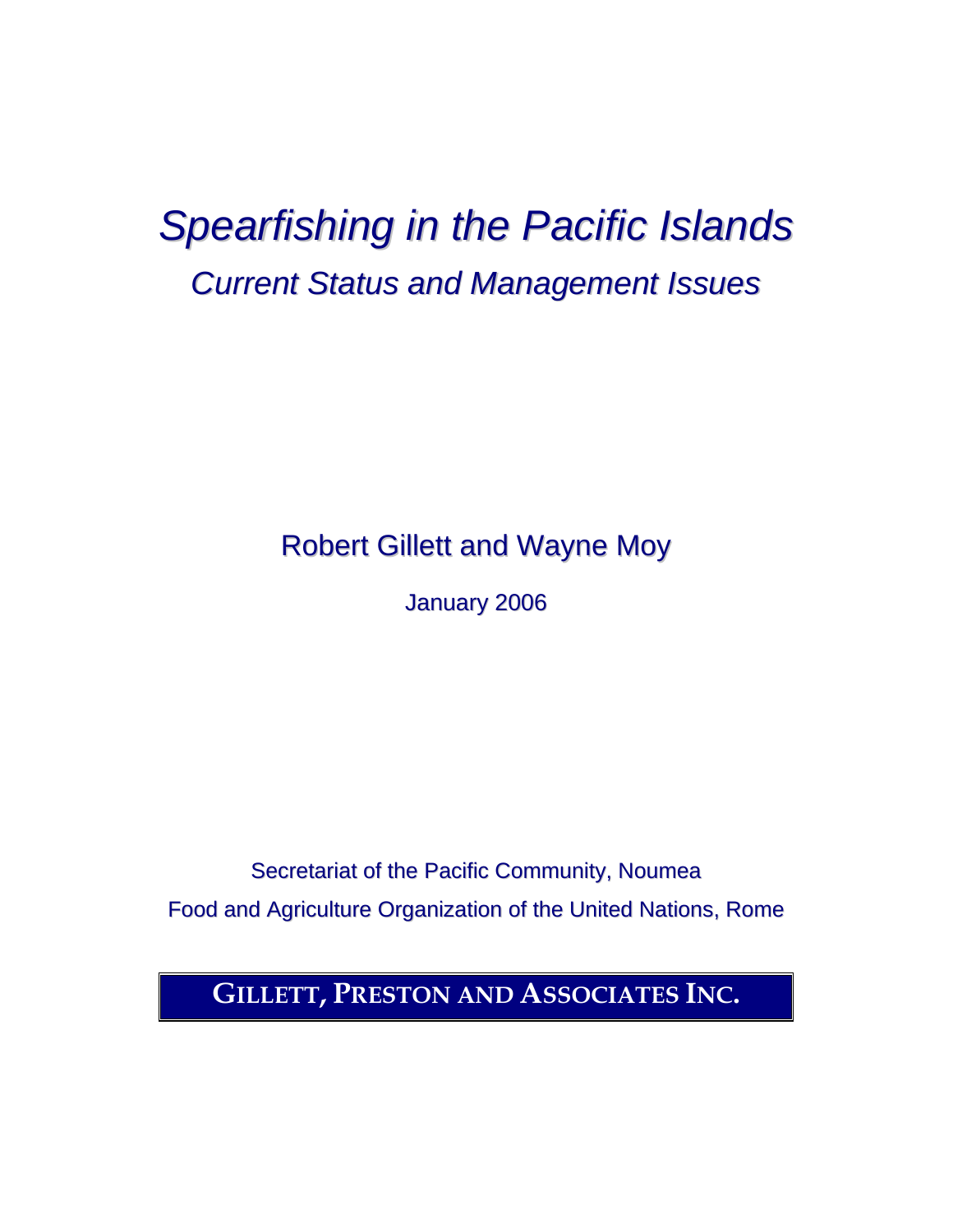# *Spearfishing in the Pacific Islands*

## *Current Status and Management Issues*

Robert Gillett and Wayne Moy

January 2006

Secretariat of the Pacific Community, Noumea

Food and Agriculture Organization of the United Nations, Rome

**GILLETT, PRESTON AND ASSOCIATES INC.**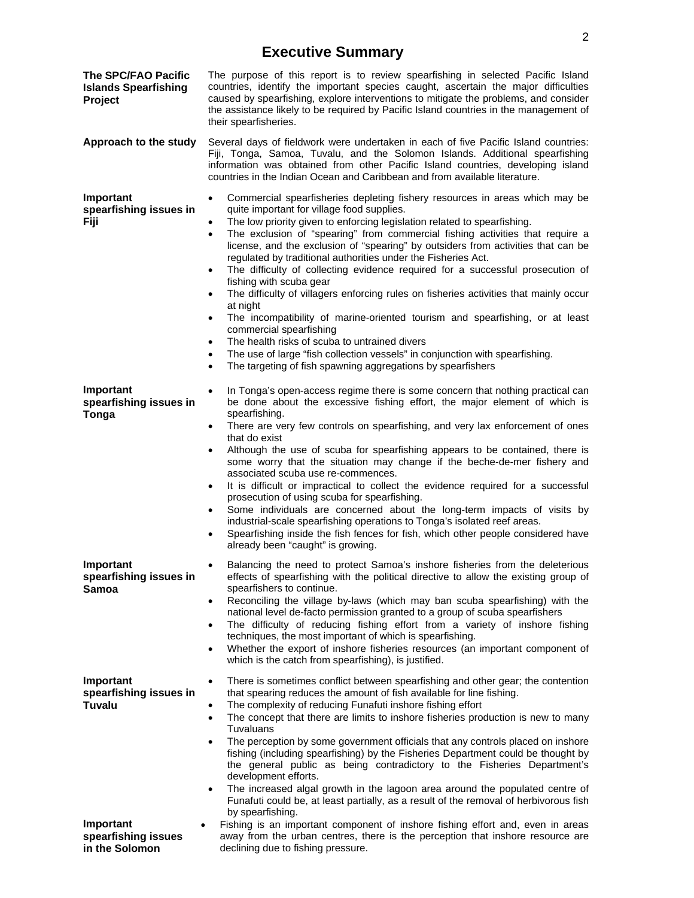# Executive Summary

**The SPC/FAO Pacific Islands Spearfishing Project**

The purpose of this report is to review spearfishing in selected Pacific Island countries, identify the important species caught, ascertain the major difficulties caused by spearfishing, explore interventions to mitigate the problems, and consider the assistance likely to be required by Pacific Island countries in the management of their spearfisheries.

**Approach to the study**

Several days of fieldwork were undertaken in each of five Pacific Island countries: Fiji, Tonga, Samoa, Tuvalu, and the Solomon Islands. Additional spearfishing information was obtained from other Pacific Island countries, developing island countries in the Indian Ocean and Caribbean and from available literature.

**Important spearfishing issues in Fiji**

- Commercial spearfisheries depleting fishery resources in areas which may be quite important for village food supplies.
- The low priority given to enforcing legislation related to spearfishing.
- The exclusion of "spearing" from commercial fishing activities that require a license, and the exclusion of "spearing" by outsiders from activities that can be regulated by traditional authorities under the Fisheries Act.
- The difficulty of collecting evidence required for a successful prosecution of fishing with scuba gear
- The difficulty of villagers enforcing rules on fisheries activities that mainly occur at night
- The incompatibility of marine-oriented tourism and spearfishing, or at least commercial spearfishing
- The health risks of scuba to untrained divers
- The use of large "fish collection vessels" in conjunction with spearfishing.
- The targeting of fish spawning aggregations by spearfishers

**Important spearfishing issues in Tonga**

- In Tonga's open-access regime there is some concern that nothing practical can be done about the excessive fishing effort, the major element of which is spearfishing.
- There are very few controls on spearfishing, and very lax enforcement of ones that do exist
- Although the use of scuba for spearfishing appears to be contained, there is some worry that the situation may change if the beche-de-mer fishery and associated scuba use re-commences.
- It is difficult or impractical to collect the evidence required for a successful prosecution of using scuba for spearfishing.
- Some individuals are concerned about the long-term impacts of visits by industrial-scale spearfishing operations to Tonga's isolated reef areas.
- Spearfishing inside the fish fences for fish, which other people considered have already been "caught" is growing.

**Important spearfishing issues in Samoa**

- Balancing the need to protect Samoa's inshore fisheries from the deleterious effects of spearfishing with the political directive to allow the existing group of spearfishers to continue.
- Reconciling the village by-laws (which may ban scuba spearfishing) with the national level de-facto permission granted to a group of scuba spearfishers
- The difficulty of reducing fishing effort from a variety of inshore fishing techniques, the most important of which is spearfishing.
- Whether the export of inshore fisheries resources (an important component of which is the catch from spearfishing), is justified.

**Important spearfishing issues in Tuvalu**

- There is sometimes conflict between spearfishing and other gear; the contention that spearing reduces the amount of fish available for line fishing.
- The complexity of reducing Funafuti inshore fishing effort
- The concept that there are limits to inshore fisheries production is new to many Tuvaluans
- The perception by some government officials that any controls placed on inshore fishing (including spearfishing) by the Fisheries Department could be thought by the general public as being contradictory to the Fisheries Department's development efforts.
- The increased algal growth in the lagoon area around the populated centre of Funafuti could be, at least partially, as a result of the removal of herbivorous fish by spearfishing.

**Important spearfishing issues in the Solomon**

- Fishing is an important component of inshore fishing effort and, even in areas away from the urban centres, there is the perception that inshore resource are declining due to fishing pressure.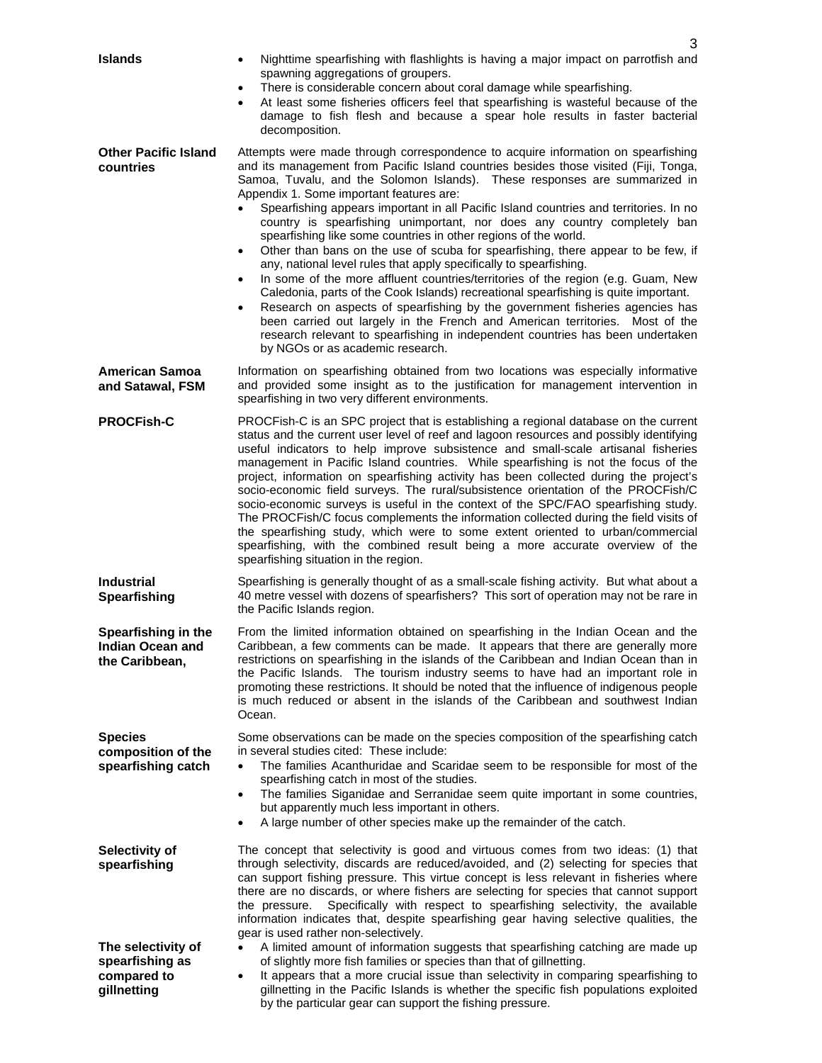**Islands**

- Nighttime spearfishing with flashlights is having a major impact on parrotfish and spawning aggregations of groupers.
- There is considerable concern about coral damage while spearfishing.
- At least some fisheries officers feel that spearfishing is wasteful because of the damage to fish flesh and because a spear hole results in faster bacterial decomposition.

**Other Pacific Island countries**

Attempts were made through correspondence to acquire information on spearfishing and its management from Pacific Island countries besides those visited (Fiji, Tonga, Samoa, Tuvalu, and the Solomon Islands). These responses are summarized in Appendix 1. Some important features are:

- Spearfishing appears important in all Pacific Island countries and territories. In no country is spearfishing unimportant, nor does any country completely ban spearfishing like some countries in other regions of the world.
- Other than bans on the use of scuba for spearfishing, there appear to be few, if any, national level rules that apply specifically to spearfishing.
- In some of the more affluent countries/territories of the region (e.g. Guam, New Caledonia, parts of the Cook Islands) recreational spearfishing is quite important.
- Research on aspects of spearfishing by the government fisheries agencies has been carried out largely in the French and American territories. Most of the research relevant to spearfishing in independent countries has been undertaken by NGOs or as academic research.

**American Samoa and Satawal, FSM**

Information on spearfishing obtained from two locations was especially informative and provided some insight as to the justification for management intervention in spearfishing in two very different environments.

**PROCFish-C**

PROCFish-C is an SPC project that is establishing a regional database on the current status and the current user level of reef and lagoon resources and possibly identifying useful indicators to help improve subsistence and small-scale artisanal fisheries management in Pacific Island countries. While spearfishing is not the focus of the project, information on spearfishing activity has been collected during the project's socio-economic field surveys. The rural/subsistence orientation of the PROCFish/C socio-economic surveys is useful in the context of the SPC/FAO spearfishing study. The PROCFish/C focus complements the information collected during the field visits of the spearfishing study, which were to some extent oriented to urban/commercial spearfishing, with the combined result being a more accurate overview of the spearfishing situation in the region.

**Industrial Spearfishing**

Spearfishing is generally thought of as a small-scale fishing activity. But what about a 40 metre vessel with dozens of spearfishers? This sort of operation may not be rare in the Pacific Islands region.

**Spearfishing in the Indian Ocean and the Caribbean,**

From the limited information obtained on spearfishing in the Indian Ocean and the Caribbean, a few comments can be made. It appears that there are generally more restrictions on spearfishing in the islands of the Caribbean and Indian Ocean than in the Pacific Islands. The tourism industry seems to have had an important role in promoting these restrictions. It should be noted that the influence of indigenous people is much reduced or absent in the islands of the Caribbean and southwest Indian Ocean.

**Species composition of the spearfishing catch**

Some observations can be made on the species composition of the spearfishing catch in several studies cited: These include:

- The families Acanthuridae and Scaridae seem to be responsible for most of the spearfishing catch in most of the studies.
- The families Siganidae and Serranidae seem quite important in some countries, but apparently much less important in others.
- A large number of other species make up the remainder of the catch.

**Selectivity of spearfishing**

The concept that selectivity is good and virtuous comes from two ideas: (1) that through selectivity, discards are reduced/avoided, and (2) selecting for species that can support fishing pressure. This virtue concept is less relevant in fisheries where there are no discards, or where fishers are selecting for species that cannot support the pressure. Specifically with respect to spearfishing selectivity, the available information indicates that, despite spearfishing gear having selective qualities, the gear is used rather non-selectively.

**The selectivity of spearfishing as compared to gillnetting**

- A limited amount of information suggests that spearfishing catching are made up of slightly more fish families or species than that of gillnetting.
- It appears that a more crucial issue than selectivity in comparing spearfishing to gillnetting in the Pacific Islands is whether the specific fish populations exploited by the particular gear can support the fishing pressure.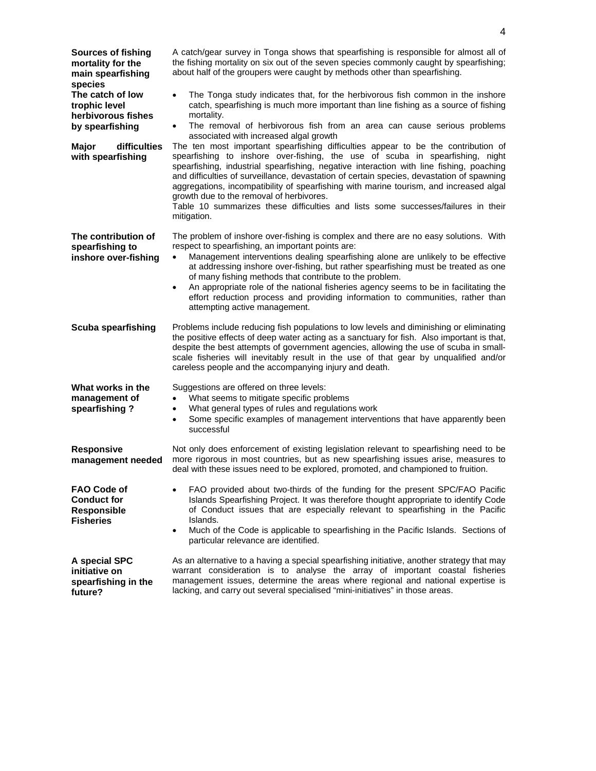**Sources of fishing mortality for the main spearfishing species**

A catch/gear survey in Tonga shows that spearfishing is responsible for almost all of the fishing mortality on six out of the seven species commonly caught by spearfishing; about half of the groupers were caught by methods other than spearfishing.

**The catch of low trophic level herbivorous fishes by spearfishing**

- The Tonga study indicates that, for the herbivorous fish common in the inshore catch, spearfishing is much more important than line fishing as a source of fishing mortality.
- The removal of herbivorous fish from an area can cause serious problems associated with increased algal growth

**Major difficulties with spearfishing**

The ten most important spearfishing difficulties appear to be the contribution of spearfishing to inshore over-fishing, the use of scuba in spearfishing, night spearfishing, industrial spearfishing, negative interaction with line fishing, poaching and difficulties of surveillance, devastation of certain species, devastation of spawning aggregations, incompatibility of spearfishing with marine tourism, and increased algal growth due to the removal of herbivores.

Table 10 summarizes these difficulties and lists some successes/failures in their mitigation.

**The contribution of spearfishing to inshore over-fishing**

The problem of inshore over-fishing is complex and there are no easy solutions. With respect to spearfishing, an important points are:

- Management interventions dealing spearfishing alone are unlikely to be effective at addressing inshore over-fishing, but rather spearfishing must be treated as one of many fishing methods that contribute to the problem.
- An appropriate role of the national fisheries agency seems to be in facilitating the effort reduction process and providing information to communities, rather than attempting active management.

**Scuba spearfishing**

Problems include reducing fish populations to low levels and diminishing or eliminating the positive effects of deep water acting as a sanctuary for fish. Also important is that, despite the best attempts of government agencies, allowing the use of scuba in small-scale fisheries will inevitably result in the use of that gear by unqualified and/or careless people and the accompanying injury and death.

**What works in the management of spearfishing ?**

Suggestions are offered on three levels:

- What seems to mitigate specific problems
- What general types of rules and regulations work
- Some specific examples of management interventions that have apparently been successful

**Responsive management needed**

Not only does enforcement of existing legislation relevant to spearfishing need to be more rigorous in most countries, but as new spearfishing issues arise, measures to deal with these issues need to be explored, promoted, and championed to fruition.

**FAO Code of Conduct for Responsible Fisheries**

- FAO provided about two-thirds of the funding for the present SPC/FAO Pacific Islands Spearfishing Project. It was therefore thought appropriate to identify Code of Conduct issues that are especially relevant to spearfishing in the Pacific Islands.
- Much of the Code is applicable to spearfishing in the Pacific Islands. Sections of particular relevance are identified.

**A special SPC initiative on spearfishing in the future?**

As an alternative to a having a special spearfishing initiative, another strategy that may warrant consideration is to analyse the array of important coastal fisheries management issues, determine the areas where regional and national expertise is lacking, and carry out several specialised "mini-initiatives" in those areas.